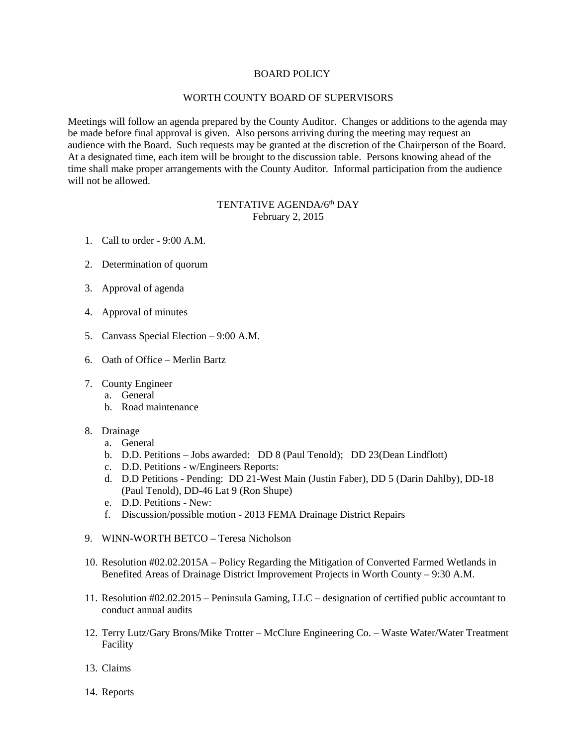# BOARD POLICY

## WORTH COUNTY BOARD OF SUPERVISORS

Meetings will follow an agenda prepared by the County Auditor. Changes or additions to the agenda may be made before final approval is given. Also persons arriving during the meeting may request an audience with the Board. Such requests may be granted at the discretion of the Chairperson of the Board. At a designated time, each item will be brought to the discussion table. Persons knowing ahead of the time shall make proper arrangements with the County Auditor. Informal participation from the audience will not be allowed.

## TENTATIVE AGENDA/6th DAY
February 2, 2015

1. Call to order - 9:00 A.M.
2. Determination of quorum
3. Approval of agenda
4. Approval of minutes
5. Canvass Special Election – 9:00 A.M.
6. Oath of Office – Merlin Bartz
7. County Engineer
   a. General
   b. Road maintenance
8. Drainage
   a. General
   b. D.D. Petitions – Jobs awarded: DD 8 (Paul Tenold); DD 23(Dean Lindflott)
   c. D.D. Petitions - w/Engineers Reports:
   d. D.D Petitions - Pending: DD 21-West Main (Justin Faber), DD 5 (Darin Dahlby), DD-18 (Paul Tenold), DD-46 Lat 9 (Ron Shupe)
   e. D.D. Petitions - New:
   f. Discussion/possible motion - 2013 FEMA Drainage District Repairs
9. WINN-WORTH BETCO – Teresa Nicholson
10. Resolution #02.02.2015A – Policy Regarding the Mitigation of Converted Farmed Wetlands in Benefited Areas of Drainage District Improvement Projects in Worth County – 9:30 A.M.
11. Resolution #02.02.2015 – Peninsula Gaming, LLC – designation of certified public accountant to conduct annual audits
12. Terry Lutz/Gary Brons/Mike Trotter – McClure Engineering Co. – Waste Water/Water Treatment Facility
13. Claims
14. Reports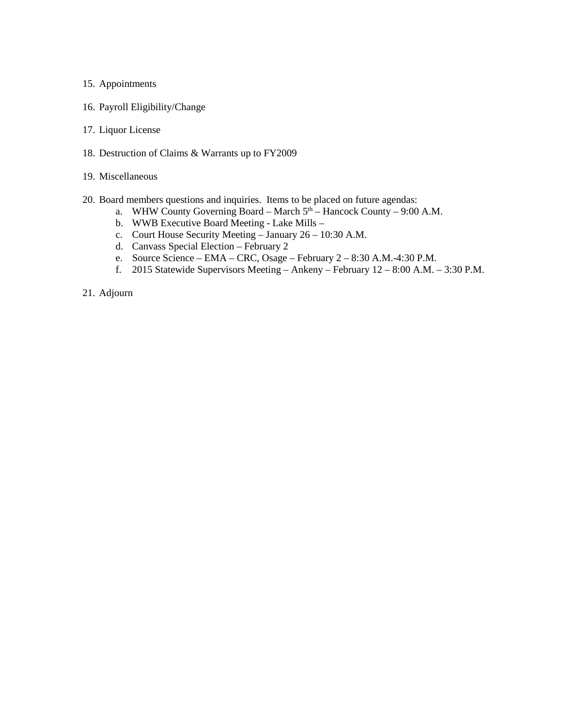15. Appointments

16. Payroll Eligibility/Change

17. Liquor License

18. Destruction of Claims & Warrants up to FY2009

19. Miscellaneous

20. Board members questions and inquiries. Items to be placed on future agendas:
    a. WHW County Governing Board – March 5th – Hancock County – 9:00 A.M.
    b. WWB Executive Board Meeting - Lake Mills –
    c. Court House Security Meeting – January 26 – 10:30 A.M.
    d. Canvass Special Election – February 2
    e. Source Science – EMA – CRC, Osage – February 2 – 8:30 A.M.-4:30 P.M.
    f. 2015 Statewide Supervisors Meeting – Ankeny – February 12 – 8:00 A.M. – 3:30 P.M.

21. Adjourn